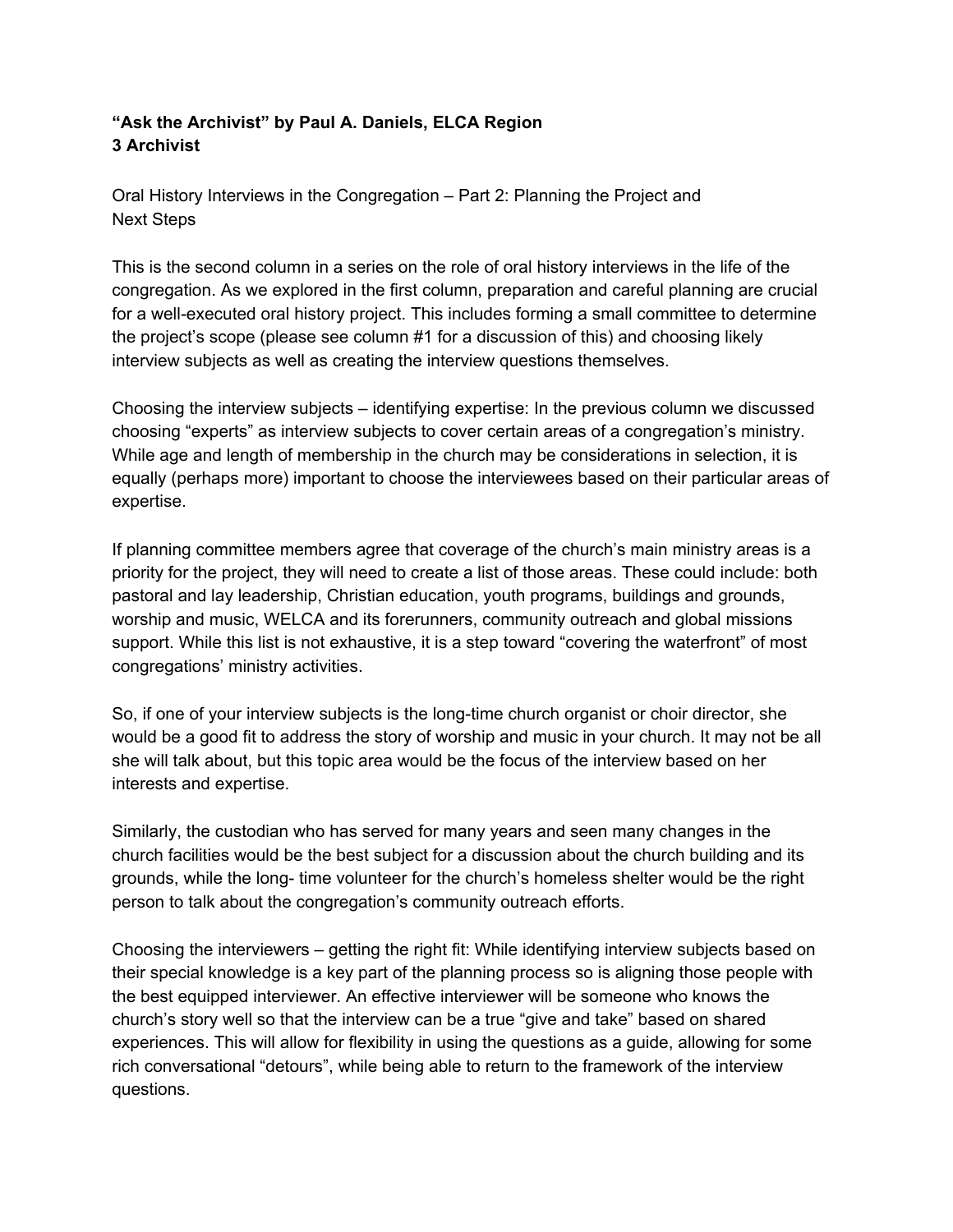**“Ask the Archivist” by Paul A. Daniels, ELCA Region 3 Archivist**

Oral History Interviews in the Congregation – Part 2: Planning the Project and Next Steps

This is the second column in a series on the role of oral history interviews in the life of the congregation. As we explored in the first column, preparation and careful planning are crucial for a well-executed oral history project. This includes forming a small committee to determine the project’s scope (please see column #1 for a discussion of this) and choosing likely interview subjects as well as creating the interview questions themselves.

Choosing the interview subjects – identifying expertise: In the previous column we discussed choosing “experts” as interview subjects to cover certain areas of a congregation’s ministry. While age and length of membership in the church may be considerations in selection, it is equally (perhaps more) important to choose the interviewees based on their particular areas of expertise.

If planning committee members agree that coverage of the church’s main ministry areas is a priority for the project, they will need to create a list of those areas. These could include: both pastoral and lay leadership, Christian education, youth programs, buildings and grounds, worship and music, WELCA and its forerunners, community outreach and global missions support. While this list is not exhaustive, it is a step toward “covering the waterfront” of most congregations’ ministry activities.

So, if one of your interview subjects is the long-time church organist or choir director, she would be a good fit to address the story of worship and music in your church. It may not be all she will talk about, but this topic area would be the focus of the interview based on her interests and expertise.

Similarly, the custodian who has served for many years and seen many changes in the church facilities would be the best subject for a discussion about the church building and its grounds, while the long- time volunteer for the church’s homeless shelter would be the right person to talk about the congregation’s community outreach efforts.

Choosing the interviewers – getting the right fit: While identifying interview subjects based on their special knowledge is a key part of the planning process so is aligning those people with the best equipped interviewer. An effective interviewer will be someone who knows the church’s story well so that the interview can be a true “give and take” based on shared experiences. This will allow for flexibility in using the questions as a guide, allowing for some rich conversational “detours”, while being able to return to the framework of the interview questions.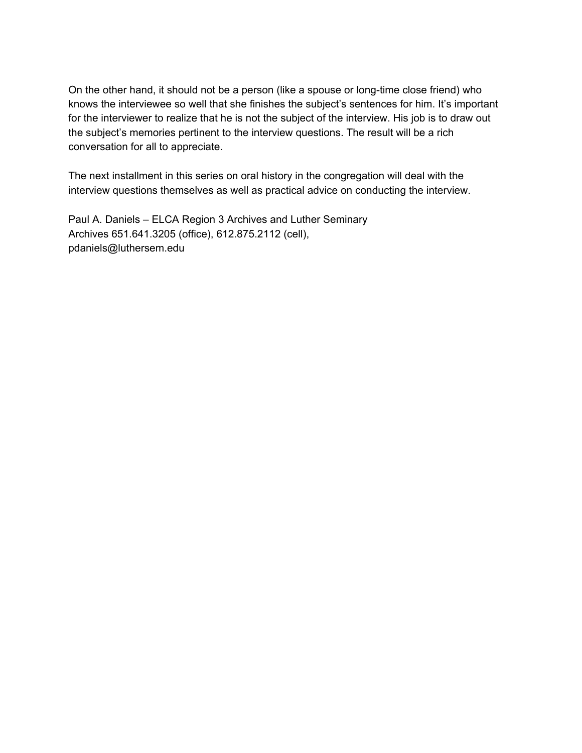On the other hand, it should not be a person (like a spouse or long-time close friend) who knows the interviewee so well that she finishes the subject's sentences for him. It's important for the interviewer to realize that he is not the subject of the interview. His job is to draw out the subject's memories pertinent to the interview questions. The result will be a rich conversation for all to appreciate.

The next installment in this series on oral history in the congregation will deal with the interview questions themselves as well as practical advice on conducting the interview.

Paul A. Daniels – ELCA Region 3 Archives and Luther Seminary Archives 651.641.3205 (office), 612.875.2112 (cell), pdaniels@luthersem.edu